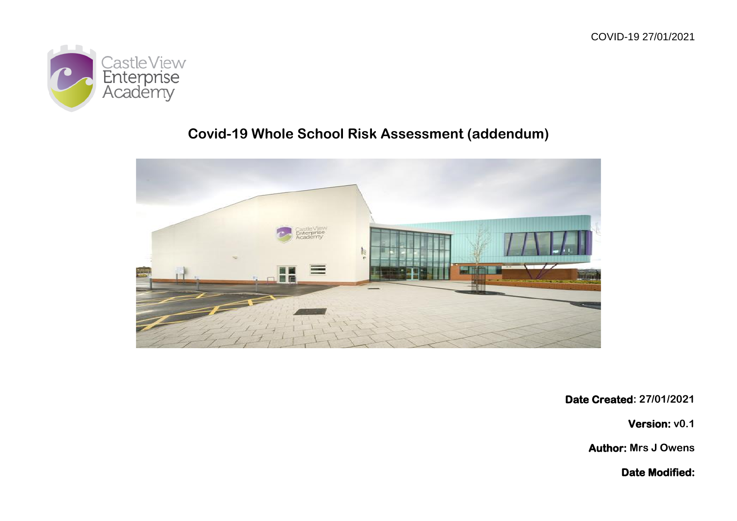COVID-19 27/01/2021

Castle View Enterprise Academy

# Covid-19 Whole School Risk Assessment (addendum)

**Date Created**: 27/01/2021

**Version:** v0.1

**Author:** Mrs J Owens

**Date Modified:**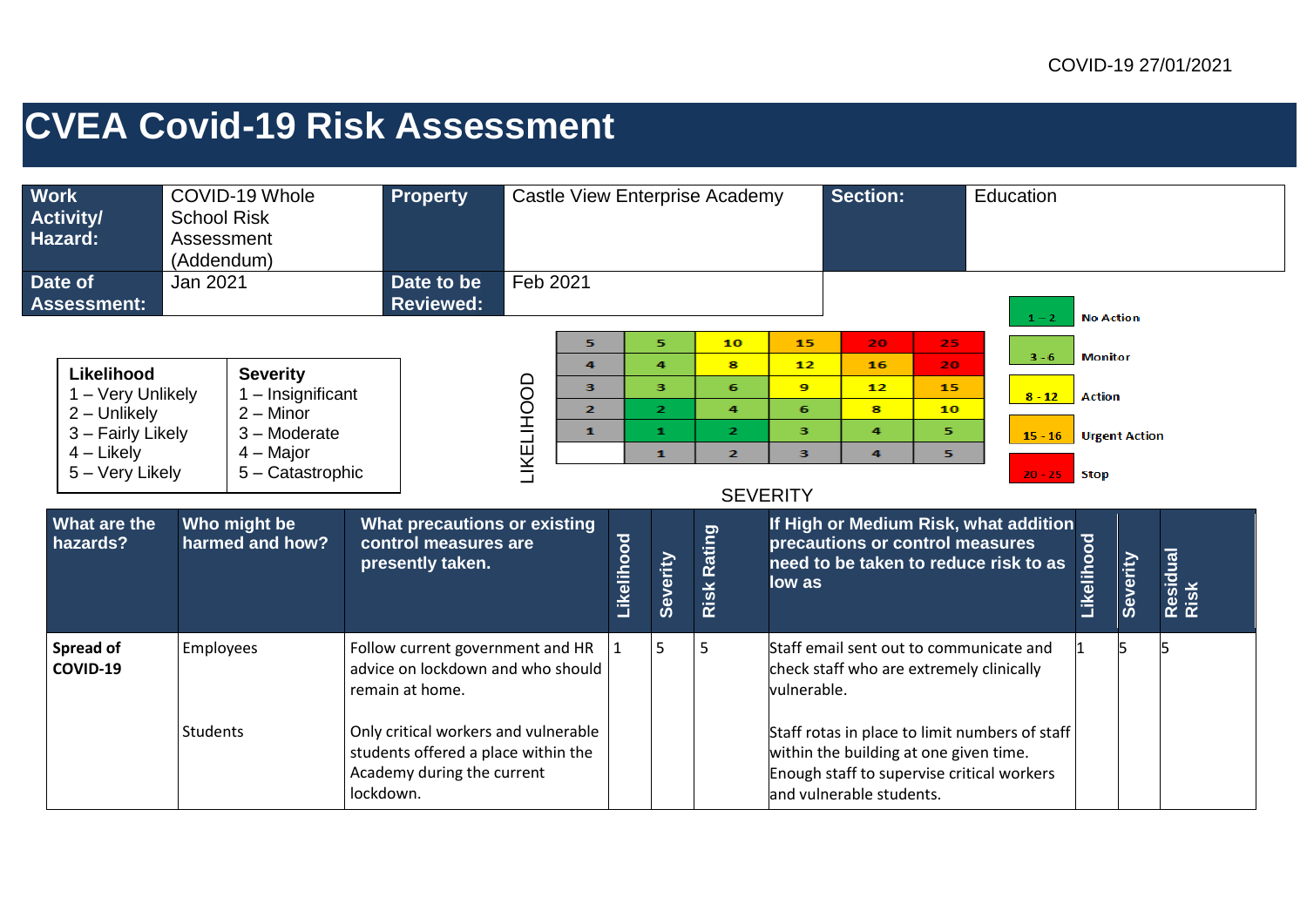COVID-19 27/01/2021

# CVEA Covid-19 Risk Assessment

| Work Activity/ Hazard: | COVID-19 Whole School Risk Assessment (Addendum) | Property | Castle View Enterprise Academy | Section: | Education |
|---|---|---|---|---|---|
| Date of Assessment: | Jan 2021 | Date to be Reviewed: | Feb 2021 | | |

| Likelihood | Severity |
|---|---|
| 1 – Very Unlikely | 1 – Insignificant |
| 2 – Unlikely | 2 – Minor |
| 3 – Fairly Likely | 3 – Moderate |
| 4 – Likely | 4 – Major |
| 5 – Very Likely | 5 – Catastrophic |

| LIKELIHOOD | | | | | |
|---|---|---|---|---|---|
| 5 | 5 | 10 | 15 | 20 | 25 |
| 4 | 4 | 8 | 12 | 16 | 20 |
| 3 | 3 | 6 | 9 | 12 | 15 |
| 2 | 2 | 4 | 6 | 8 | 10 |
| 1 | 1 | 2 | 3 | 4 | 5 |
| | 1 | 2 | 3 | 4 | 5 |
| | SEVERITY | | | | |

| Rating | Action |
|---|---|
| 1 – 2 | No Action |
| 3 - 6 | Monitor |
| 8 - 12 | Action |
| 15 - 16 | Urgent Action |
| 20 - 25 | Stop |

| What are the hazards? | Who might be harmed and how? | What precautions or existing control measures are presently taken. | Likelihood | Severity | Risk Rating | If High or Medium Risk, what addition precautions or control measures need to be taken to reduce risk to as low as | Likelihood | Severity | Residual Risk |
|---|---|---|---|---|---|---|---|---|---|
| **Spread of COVID-19** | Employees | Follow current government and HR advice on lockdown and who should remain at home. | 1 | 5 | 5 | Staff email sent out to communicate and check staff who are extremely clinically vulnerable. | 1 | 5 | 5 |
| | Students | Only critical workers and vulnerable students offered a place within the Academy during the current lockdown. | | | | Staff rotas in place to limit numbers of staff within the building at one given time. Enough staff to supervise critical workers and vulnerable students. | | | |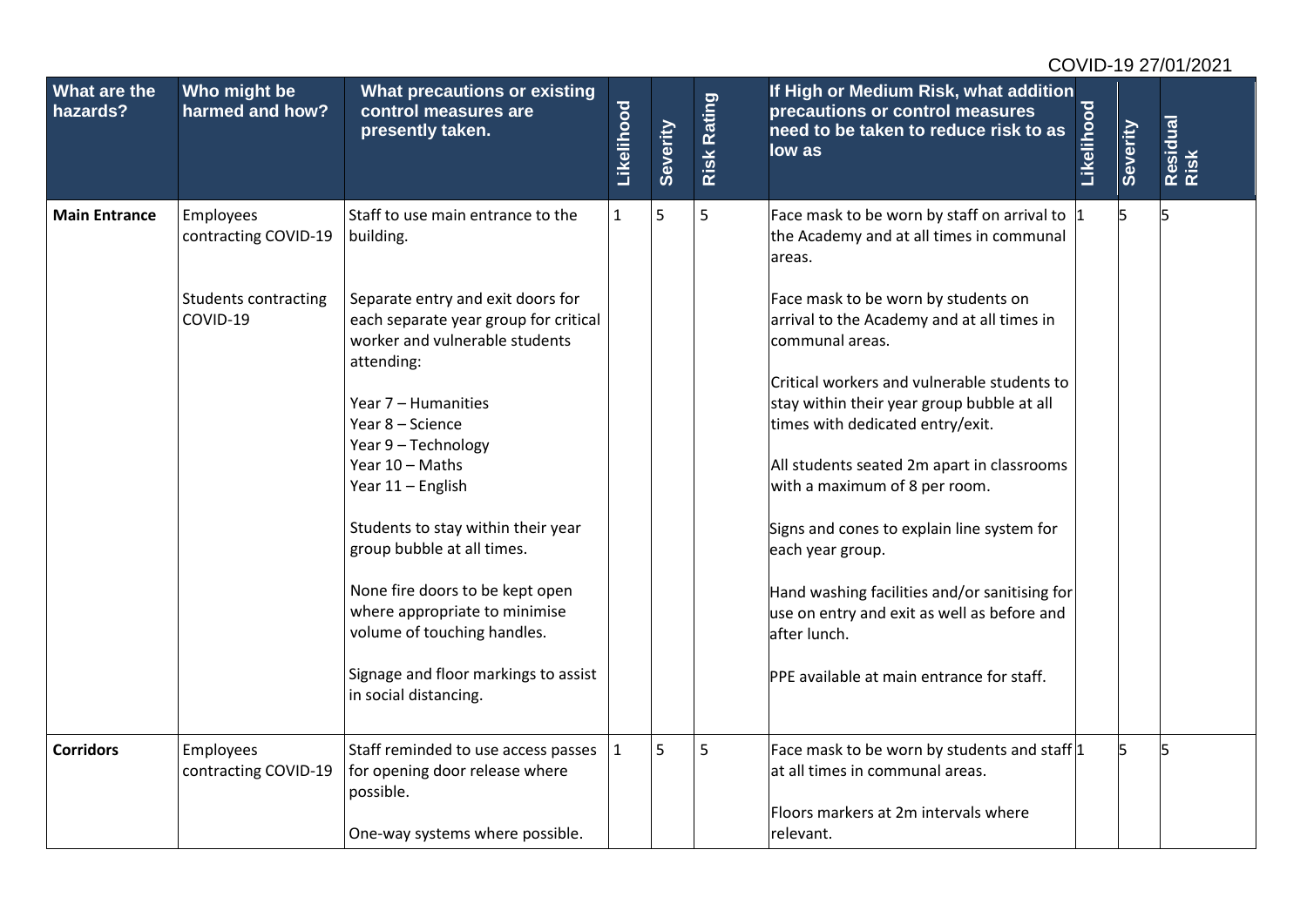COVID-19 27/01/2021

| What are the hazards? | Who might be harmed and how? | What precautions or existing control measures are presently taken. | Likelihood | Severity | Risk Rating | If High or Medium Risk, what addition precautions or control measures need to be taken to reduce risk to as low as | Likelihood | Severity | Residual Risk |
|---|---|---|---|---|---|---|---|---|---|
| **Main Entrance** | Employees contracting COVID-19<br><br>Students contracting COVID-19 | Staff to use main entrance to the building.<br><br>Separate entry and exit doors for each separate year group for critical worker and vulnerable students attending:<br><br>Year 7 – Humanities<br>Year 8 – Science<br>Year 9 – Technology<br>Year 10 – Maths<br>Year 11 – English<br><br>Students to stay within their year group bubble at all times.<br><br>None fire doors to be kept open where appropriate to minimise volume of touching handles.<br><br>Signage and floor markings to assist in social distancing. | 1 | 5 | 5 | Face mask to be worn by staff on arrival to the Academy and at all times in communal areas.<br><br>Face mask to be worn by students on arrival to the Academy and at all times in communal areas.<br><br>Critical workers and vulnerable students to stay within their year group bubble at all times with dedicated entry/exit.<br><br>All students seated 2m apart in classrooms with a maximum of 8 per room.<br><br>Signs and cones to explain line system for each year group.<br><br>Hand washing facilities and/or sanitising for use on entry and exit as well as before and after lunch.<br><br>PPE available at main entrance for staff. | 1 | 5 | 5 |
| **Corridors** | Employees contracting COVID-19 | Staff reminded to use access passes for opening door release where possible.<br><br>One-way systems where possible. | 1 | 5 | 5 | Face mask to be worn by students and staff at all times in communal areas.<br><br>Floors markers at 2m intervals where relevant. | 1 | 5 | 5 |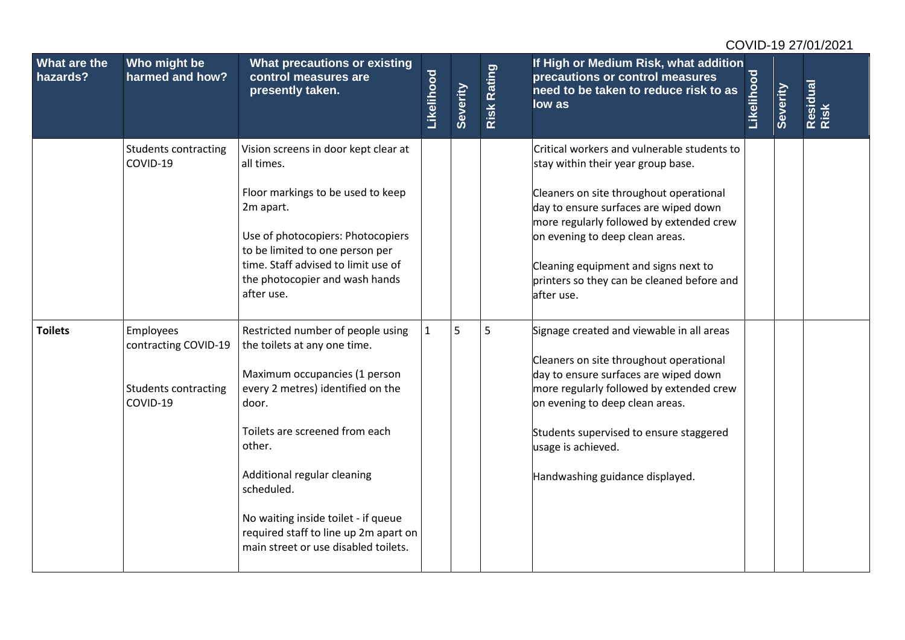COVID-19 27/01/2021

| What are the hazards? | Who might be harmed and how? | What precautions or existing control measures are presently taken. | Likelihood | Severity | Risk Rating | If High or Medium Risk, what addition precautions or control measures need to be taken to reduce risk to as low as | Likelihood | Severity | Residual Risk |
|---|---|---|---|---|---|---|---|---|---|
| | Students contracting COVID-19 | Vision screens in door kept clear at all times.<br><br>Floor markings to be used to keep 2m apart.<br><br>Use of photocopiers: Photocopiers to be limited to one person per time. Staff advised to limit use of the photocopier and wash hands after use. | | | | Critical workers and vulnerable students to stay within their year group base.<br><br>Cleaners on site throughout operational day to ensure surfaces are wiped down more regularly followed by extended crew on evening to deep clean areas.<br><br>Cleaning equipment and signs next to printers so they can be cleaned before and after use. | | | |
| **Toilets** | Employees contracting COVID-19<br><br>Students contracting COVID-19 | Restricted number of people using the toilets at any one time.<br><br>Maximum occupancies (1 person every 2 metres) identified on the door.<br><br>Toilets are screened from each other.<br><br>Additional regular cleaning scheduled.<br><br>No waiting inside toilet - if queue required staff to line up 2m apart on main street or use disabled toilets. | 1 | 5 | 5 | Signage created and viewable in all areas<br><br>Cleaners on site throughout operational day to ensure surfaces are wiped down more regularly followed by extended crew on evening to deep clean areas.<br><br>Students supervised to ensure staggered usage is achieved.<br><br>Handwashing guidance displayed. | | | |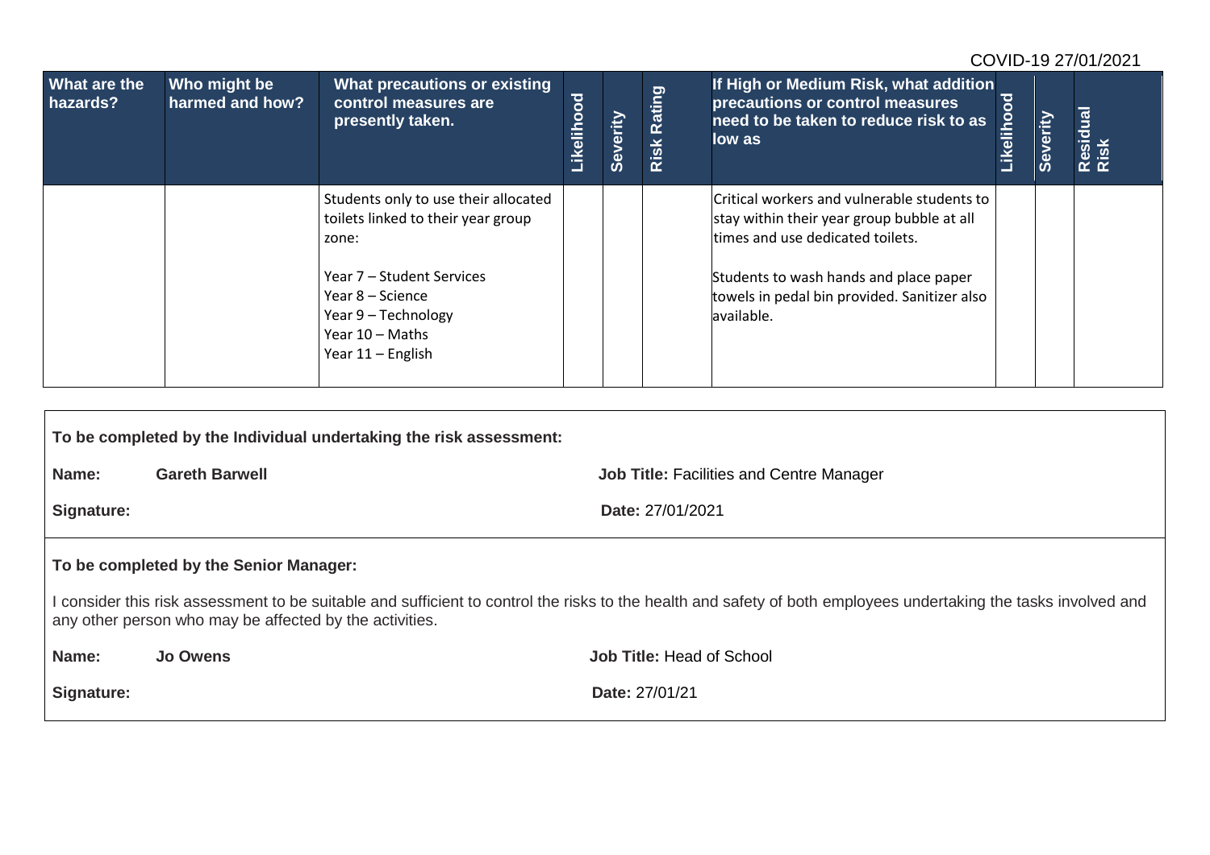COVID-19 27/01/2021

| What are the hazards? | Who might be harmed and how? | What precautions or existing control measures are presently taken. | Likelihood | Severity | Risk Rating | If High or Medium Risk, what addition precautions or control measures need to be taken to reduce risk to as low as | Likelihood | Severity | Residual Risk |
|---|---|---|---|---|---|---|---|---|---|
| | | Students only to use their allocated toilets linked to their year group zone:<br><br>Year 7 – Student Services<br>Year 8 – Science<br>Year 9 – Technology<br>Year 10 – Maths<br>Year 11 – English | | | | Critical workers and vulnerable students to stay within their year group bubble at all times and use dedicated toilets.<br><br>Students to wash hands and place paper towels in pedal bin provided. Sanitizer also available. | | | |

**To be completed by the Individual undertaking the risk assessment:**

**Name:** **Gareth Barwell** **Job Title:** Facilities and Centre Manager

**Signature:** **Date:** 27/01/2021

**To be completed by the Senior Manager:**

I consider this risk assessment to be suitable and sufficient to control the risks to the health and safety of both employees undertaking the tasks involved and any other person who may be affected by the activities.

**Name:** **Jo Owens** **Job Title:** Head of School

**Signature:** **Date:** 27/01/21